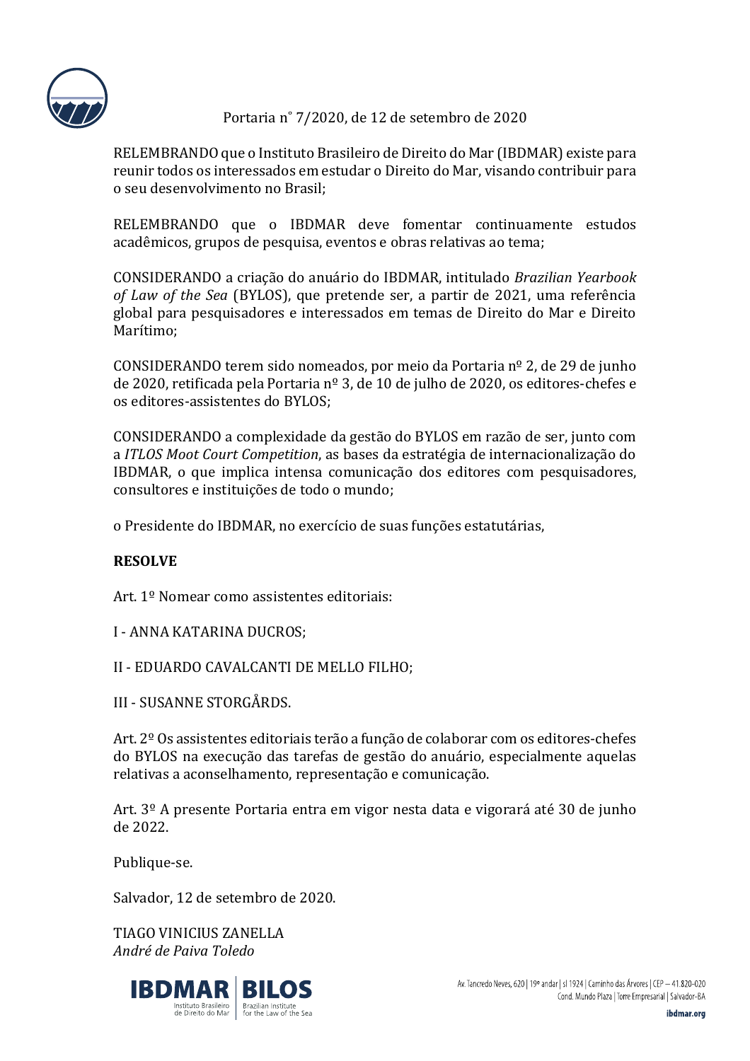Portaria n° 7/2020, de 12 de setembro de 2020

RELEMBRANDO que o Instituto Brasileiro de Direito do Mar (IBDMAR) existe para reunir todos os interessados em estudar o Direito do Mar, visando contribuir para o seu desenvolvimento no Brasil;

RELEMBRANDO que o IBDMAR deve fomentar continuamente estudos acadêmicos, grupos de pesquisa, eventos e obras relativas ao tema;

CONSIDERANDO a criação do anuário do IBDMAR, intitulado *Brazilian Yearbook of Law of the Sea* (BYLOS), que pretende ser, a partir de 2021, uma referência global para pesquisadores e interessados em temas de Direito do Mar e Direito Marítimo;

CONSIDERANDO terem sido nomeados, por meio da Portaria nº 2, de 29 de junho de 2020, retificada pela Portaria nº 3, de 10 de julho de 2020, os editores-chefes e os editores-assistentes do BYLOS;

CONSIDERANDO a complexidade da gestão do BYLOS em razão de ser, junto com a *ITLOS Moot Court Competition*, as bases da estratégia de internacionalização do IBDMAR, o que implica intensa comunicação dos editores com pesquisadores, consultores e instituições de todo o mundo;

o Presidente do IBDMAR, no exercício de suas funções estatutárias,

**RESOLVE**

Art. 1º Nomear como assistentes editoriais:

I - ANNA KATARINA DUCROS;

II - EDUARDO CAVALCANTI DE MELLO FILHO;

III - SUSANNE STORGÅRDS.

Art. 2º Os assistentes editoriais terão a função de colaborar com os editores-chefes do BYLOS na execução das tarefas de gestão do anuário, especialmente aquelas relativas a aconselhamento, representação e comunicação.

Art. 3º A presente Portaria entra em vigor nesta data e vigorará até 30 de junho de 2022.

Publique-se.

Salvador, 12 de setembro de 2020.

TIAGO VINICIUS ZANELLA
*André de Paiva Toledo*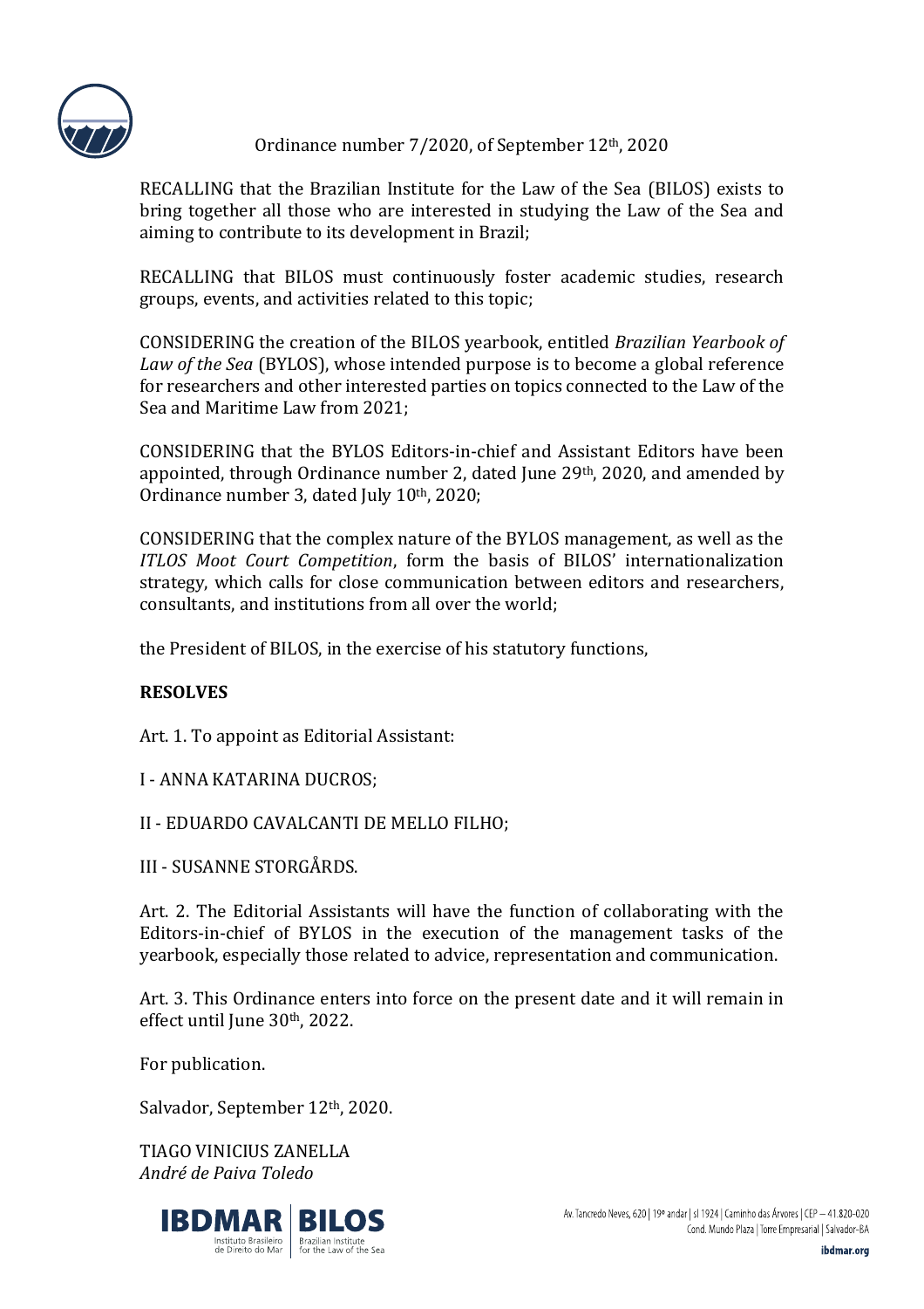Ordinance number 7/2020, of September 12th, 2020

RECALLING that the Brazilian Institute for the Law of the Sea (BILOS) exists to bring together all those who are interested in studying the Law of the Sea and aiming to contribute to its development in Brazil;

RECALLING that BILOS must continuously foster academic studies, research groups, events, and activities related to this topic;

CONSIDERING the creation of the BILOS yearbook, entitled *Brazilian Yearbook of Law of the Sea* (BYLOS), whose intended purpose is to become a global reference for researchers and other interested parties on topics connected to the Law of the Sea and Maritime Law from 2021;

CONSIDERING that the BYLOS Editors-in-chief and Assistant Editors have been appointed, through Ordinance number 2, dated June 29th, 2020, and amended by Ordinance number 3, dated July 10th, 2020;

CONSIDERING that the complex nature of the BYLOS management, as well as the *ITLOS Moot Court Competition*, form the basis of BILOS' internationalization strategy, which calls for close communication between editors and researchers, consultants, and institutions from all over the world;

the President of BILOS, in the exercise of his statutory functions,

**RESOLVES**

Art. 1. To appoint as Editorial Assistant:

I - ANNA KATARINA DUCROS;

II - EDUARDO CAVALCANTI DE MELLO FILHO;

III - SUSANNE STORGÅRDS.

Art. 2. The Editorial Assistants will have the function of collaborating with the Editors-in-chief of BYLOS in the execution of the management tasks of the yearbook, especially those related to advice, representation and communication.

Art. 3. This Ordinance enters into force on the present date and it will remain in effect until June 30th, 2022.

For publication.

Salvador, September 12th, 2020.

TIAGO VINICIUS ZANELLA
*André de Paiva Toledo*

IBDMAR Instituto Brasileiro de Direito do Mar | BILOS Brazilian Institute for the Law of the Sea

Av. Tancredo Neves, 620 | 19º andar | sl 1924 | Caminho das Árvores | CEP – 41.820-020
Cond. Mundo Plaza | Torre Empresarial | Salvador-BA
ibdmar.org